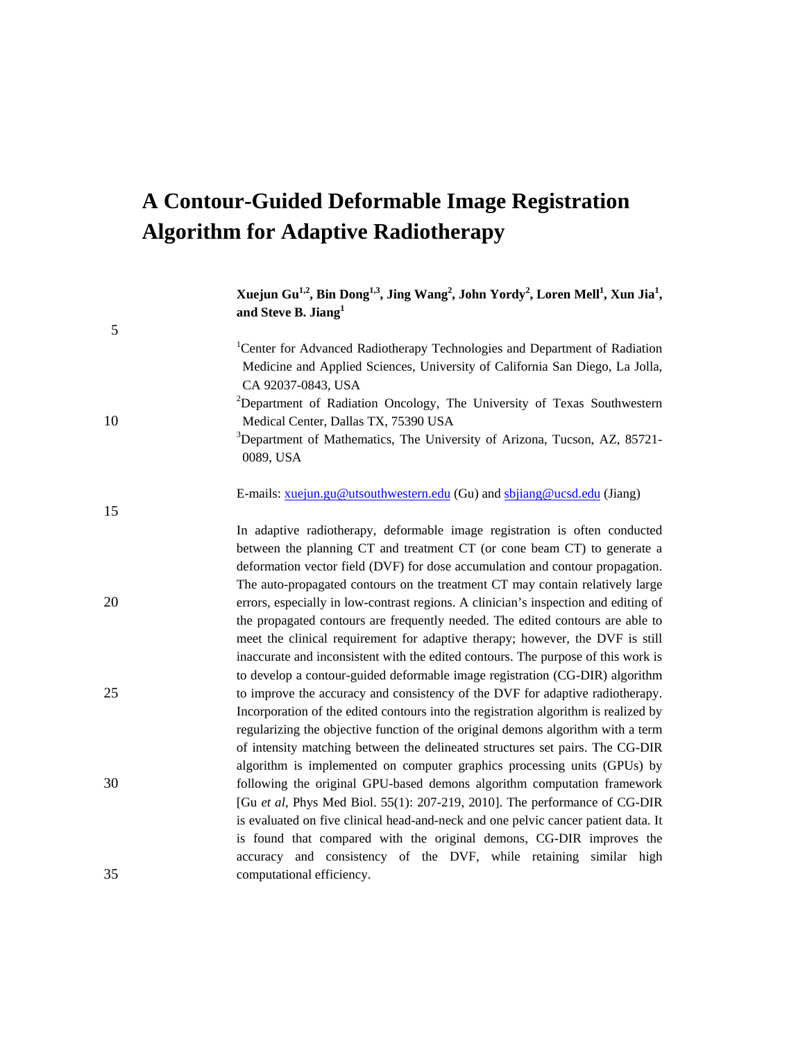# A Contour-Guided Deformable Image Registration Algorithm for Adaptive Radiotherapy

**Xuejun Gu[1,2], Bin Dong[1,3], Jing Wang[2], John Yordy[2], Loren Mell[1], Xun Jia[1], and Steve B. Jiang[1]**

[1]Center for Advanced Radiotherapy Technologies and Department of Radiation Medicine and Applied Sciences, University of California San Diego, La Jolla, CA 92037-0843, USA

[2]Department of Radiation Oncology, The University of Texas Southwestern Medical Center, Dallas TX, 75390 USA

[3]Department of Mathematics, The University of Arizona, Tucson, AZ, 85721-0089, USA

E-mails: xuejun.gu@utsouthwestern.edu (Gu) and sbjiang@ucsd.edu (Jiang)

In adaptive radiotherapy, deformable image registration is often conducted between the planning CT and treatment CT (or cone beam CT) to generate a deformation vector field (DVF) for dose accumulation and contour propagation. The auto-propagated contours on the treatment CT may contain relatively large errors, especially in low-contrast regions. A clinician's inspection and editing of the propagated contours are frequently needed. The edited contours are able to meet the clinical requirement for adaptive therapy; however, the DVF is still inaccurate and inconsistent with the edited contours. The purpose of this work is to develop a contour-guided deformable image registration (CG-DIR) algorithm to improve the accuracy and consistency of the DVF for adaptive radiotherapy. Incorporation of the edited contours into the registration algorithm is realized by regularizing the objective function of the original demons algorithm with a term of intensity matching between the delineated structures set pairs. The CG-DIR algorithm is implemented on computer graphics processing units (GPUs) by following the original GPU-based demons algorithm computation framework [Gu *et al*, Phys Med Biol. 55(1): 207-219, 2010]. The performance of CG-DIR is evaluated on five clinical head-and-neck and one pelvic cancer patient data. It is found that compared with the original demons, CG-DIR improves the accuracy and consistency of the DVF, while retaining similar high computational efficiency.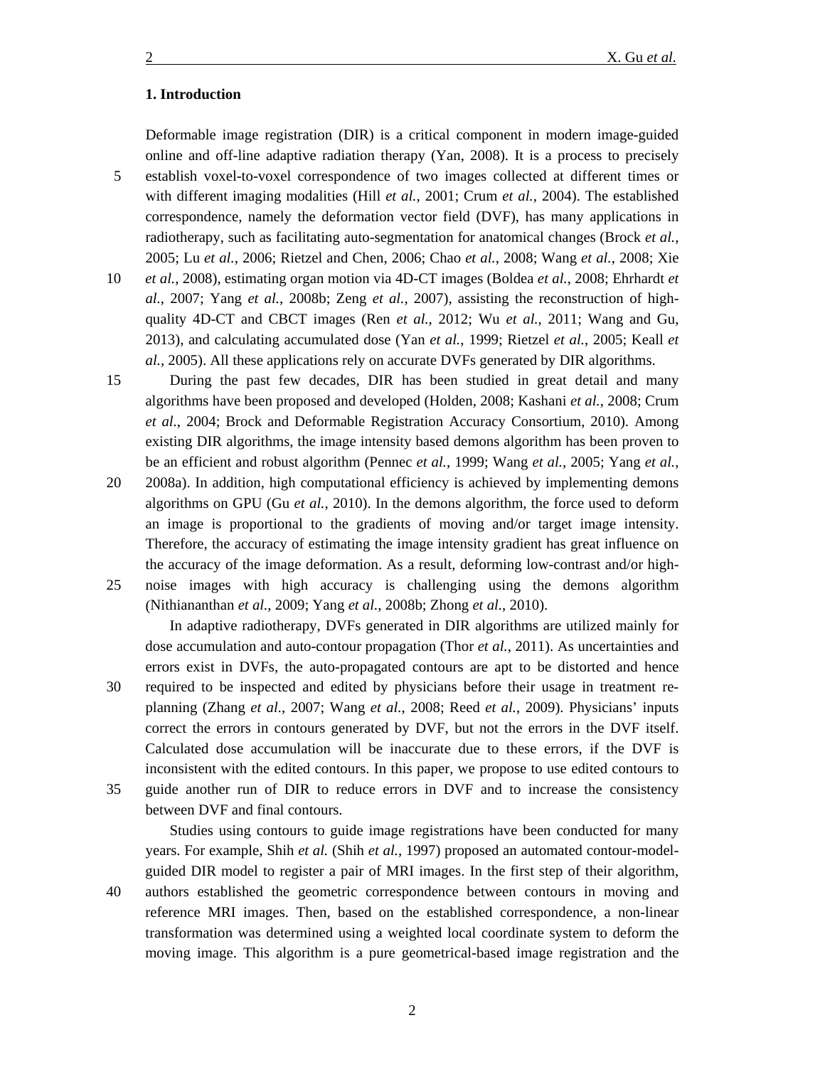## 1. Introduction

Deformable image registration (DIR) is a critical component in modern image-guided online and off-line adaptive radiation therapy (Yan, 2008). It is a process to precisely establish voxel-to-voxel correspondence of two images collected at different times or with different imaging modalities (Hill *et al.*, 2001; Crum *et al.*, 2004). The established correspondence, namely the deformation vector field (DVF), has many applications in radiotherapy, such as facilitating auto-segmentation for anatomical changes (Brock *et al.*, 2005; Lu *et al.*, 2006; Rietzel and Chen, 2006; Chao *et al.*, 2008; Wang *et al.*, 2008; Xie *et al.*, 2008), estimating organ motion via 4D-CT images (Boldea *et al.*, 2008; Ehrhardt *et al.*, 2007; Yang *et al.*, 2008b; Zeng *et al.*, 2007), assisting the reconstruction of high-quality 4D-CT and CBCT images (Ren *et al.*, 2012; Wu *et al.*, 2011; Wang and Gu, 2013), and calculating accumulated dose (Yan *et al.*, 1999; Rietzel *et al.*, 2005; Keall *et al.*, 2005). All these applications rely on accurate DVFs generated by DIR algorithms.

During the past few decades, DIR has been studied in great detail and many algorithms have been proposed and developed (Holden, 2008; Kashani *et al.*, 2008; Crum *et al.*, 2004; Brock and Deformable Registration Accuracy Consortium, 2010). Among existing DIR algorithms, the image intensity based demons algorithm has been proven to be an efficient and robust algorithm (Pennec *et al.*, 1999; Wang *et al.*, 2005; Yang *et al.*, 2008a). In addition, high computational efficiency is achieved by implementing demons algorithms on GPU (Gu *et al.*, 2010). In the demons algorithm, the force used to deform an image is proportional to the gradients of moving and/or target image intensity. Therefore, the accuracy of estimating the image intensity gradient has great influence on the accuracy of the image deformation. As a result, deforming low-contrast and/or high-noise images with high accuracy is challenging using the demons algorithm (Nithiananthan *et al.*, 2009; Yang *et al.*, 2008b; Zhong *et al.*, 2010).

In adaptive radiotherapy, DVFs generated in DIR algorithms are utilized mainly for dose accumulation and auto-contour propagation (Thor *et al.*, 2011). As uncertainties and errors exist in DVFs, the auto-propagated contours are apt to be distorted and hence required to be inspected and edited by physicians before their usage in treatment re-planning (Zhang *et al*., 2007; Wang *et al*., 2008; Reed *et al.*, 2009). Physicians' inputs correct the errors in contours generated by DVF, but not the errors in the DVF itself. Calculated dose accumulation will be inaccurate due to these errors, if the DVF is inconsistent with the edited contours. In this paper, we propose to use edited contours to guide another run of DIR to reduce errors in DVF and to increase the consistency between DVF and final contours.

Studies using contours to guide image registrations have been conducted for many years. For example, Shih *et al.* (Shih *et al.*, 1997) proposed an automated contour-model-guided DIR model to register a pair of MRI images. In the first step of their algorithm, authors established the geometric correspondence between contours in moving and reference MRI images. Then, based on the established correspondence, a non-linear transformation was determined using a weighted local coordinate system to deform the moving image. This algorithm is a pure geometrical-based image registration and the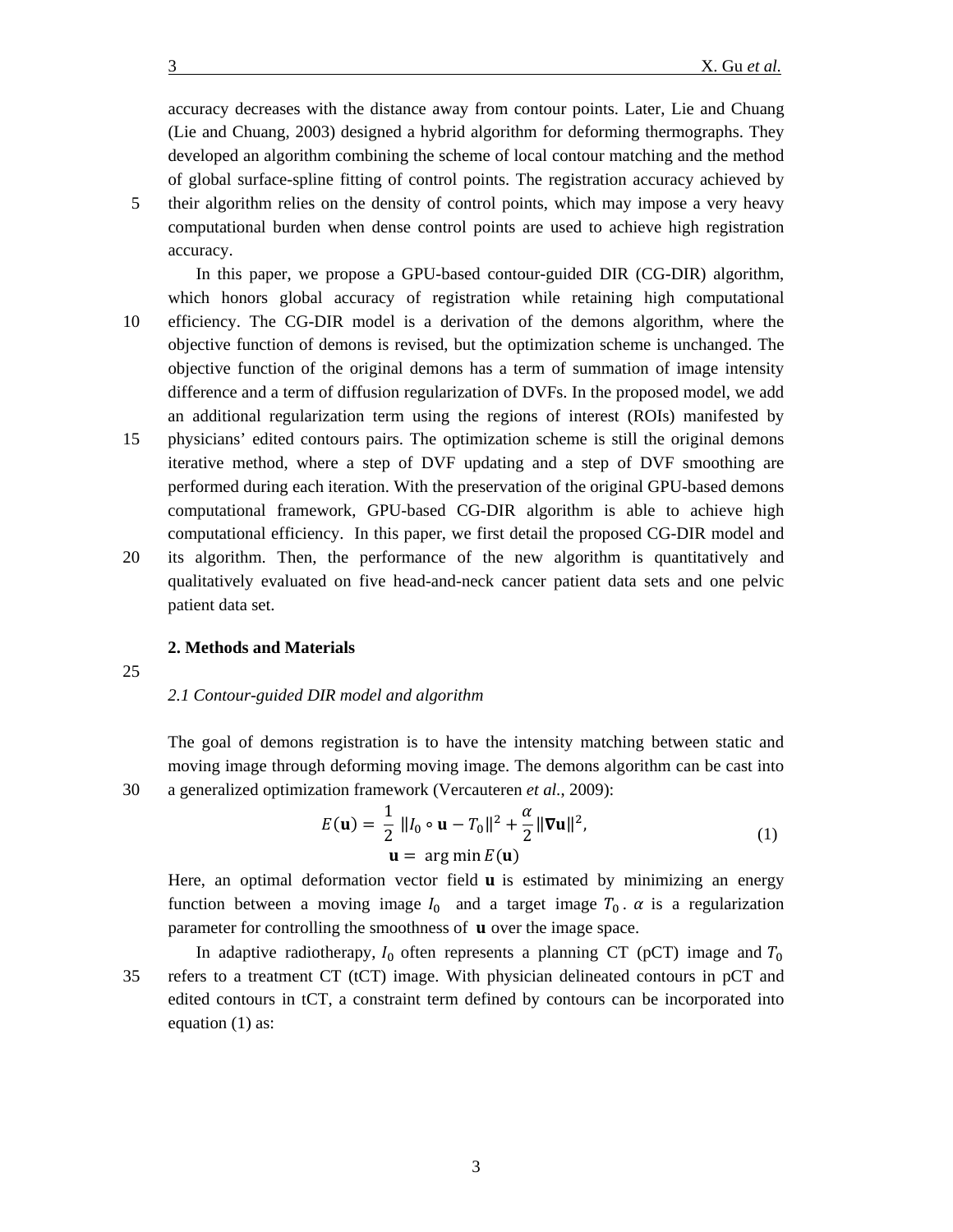accuracy decreases with the distance away from contour points. Later, Lie and Chuang (Lie and Chuang, 2003) designed a hybrid algorithm for deforming thermographs. They developed an algorithm combining the scheme of local contour matching and the method of global surface-spline fitting of control points. The registration accuracy achieved by their algorithm relies on the density of control points, which may impose a very heavy computational burden when dense control points are used to achieve high registration accuracy.

In this paper, we propose a GPU-based contour-guided DIR (CG-DIR) algorithm, which honors global accuracy of registration while retaining high computational efficiency. The CG-DIR model is a derivation of the demons algorithm, where the objective function of demons is revised, but the optimization scheme is unchanged. The objective function of the original demons has a term of summation of image intensity difference and a term of diffusion regularization of DVFs. In the proposed model, we add an additional regularization term using the regions of interest (ROIs) manifested by physicians' edited contours pairs. The optimization scheme is still the original demons iterative method, where a step of DVF updating and a step of DVF smoothing are performed during each iteration. With the preservation of the original GPU-based demons computational framework, GPU-based CG-DIR algorithm is able to achieve high computational efficiency. In this paper, we first detail the proposed CG-DIR model and its algorithm. Then, the performance of the new algorithm is quantitatively and qualitatively evaluated on five head-and-neck cancer patient data sets and one pelvic patient data set.

## 2. Methods and Materials

### *2.1 Contour-guided DIR model and algorithm*

The goal of demons registration is to have the intensity matching between static and moving image through deforming moving image. The demons algorithm can be cast into a generalized optimization framework (Vercauteren *et al.*, 2009):

$$E(\mathbf{u}) = \frac{1}{2}\, \|I_0 \circ \mathbf{u} - T_0\|^2 + \frac{\alpha}{2}\|\nabla\mathbf{u}\|^2, \qquad (1)$$
$$\mathbf{u} = \arg\min E(\mathbf{u})$$

Here, an optimal deformation vector field $\mathbf{u}$ is estimated by minimizing an energy function between a moving image $I_0$ and a target image $T_0$. $\alpha$ is a regularization parameter for controlling the smoothness of $\mathbf{u}$ over the image space.

In adaptive radiotherapy, $I_0$ often represents a planning CT (pCT) image and $T_0$ refers to a treatment CT (tCT) image. With physician delineated contours in pCT and edited contours in tCT, a constraint term defined by contours can be incorporated into equation (1) as: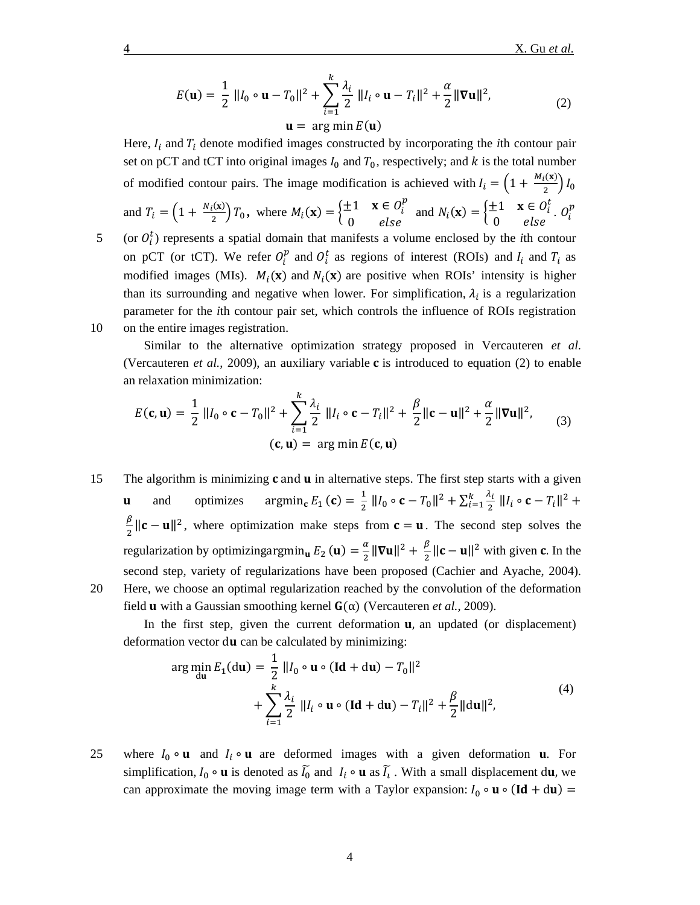$$E(\mathbf{u}) = \frac{1}{2}\|I_0 \circ \mathbf{u} - T_0\|^2 + \sum_{i=1}^{k} \frac{\lambda_i}{2}\|I_i \circ \mathbf{u} - T_i\|^2 + \frac{\alpha}{2}\|\nabla \mathbf{u}\|^2, \quad (2)$$

$$\mathbf{u} = \arg\min E(\mathbf{u})$$

Here, $I_i$ and $T_i$ denote modified images constructed by incorporating the *i*th contour pair set on pCT and tCT into original images $I_0$ and $T_0$, respectively; and $k$ is the total number of modified contour pairs. The image modification is achieved with $I_i = \left(1 + \frac{M_i(\mathbf{x})}{2}\right) I_0$ and $T_i = \left(1 + \frac{N_i(\mathbf{x})}{2}\right) T_0$, where $M_i(\mathbf{x}) = \begin{cases} \pm 1 & \mathbf{x} \in O_i^p \\ 0 & else \end{cases}$ and $N_i(\mathbf{x}) = \begin{cases} \pm 1 & \mathbf{x} \in O_i^t \\ 0 & else \end{cases}$. $O_i^p$ (or $O_i^t$) represents a spatial domain that manifests a volume enclosed by the *i*th contour on pCT (or tCT). We refer $O_i^p$ and $O_i^t$ as regions of interest (ROIs) and $I_i$ and $T_i$ as modified images (MIs). $M_i(\mathbf{x})$ and $N_i(\mathbf{x})$ are positive when ROIs' intensity is higher than its surrounding and negative when lower. For simplification, $\lambda_i$ is a regularization parameter for the *i*th contour pair set, which controls the influence of ROIs registration on the entire images registration.

Similar to the alternative optimization strategy proposed in Vercauteren *et al.* (Vercauteren *et al.*, 2009), an auxiliary variable $\mathbf{c}$ is introduced to equation (2) to enable an relaxation minimization:

$$E(\mathbf{c}, \mathbf{u}) = \frac{1}{2}\|I_0 \circ \mathbf{c} - T_0\|^2 + \sum_{i=1}^{k} \frac{\lambda_i}{2}\|I_i \circ \mathbf{c} - T_i\|^2 + \frac{\beta}{2}\|\mathbf{c} - \mathbf{u}\|^2 + \frac{\alpha}{2}\|\nabla \mathbf{u}\|^2, \quad (3)$$

$$(\mathbf{c}, \mathbf{u}) = \arg\min E(\mathbf{c}, \mathbf{u})$$

The algorithm is minimizing $\mathbf{c}$ and $\mathbf{u}$ in alternative steps. The first step starts with a given $\mathbf{u}$ and optimizes $\operatorname{argmin}_{\mathbf{c}} E_1(\mathbf{c}) = \frac{1}{2}\|I_0 \circ \mathbf{c} - T_0\|^2 + \sum_{i=1}^{k} \frac{\lambda_i}{2}\|I_i \circ \mathbf{c} - T_i\|^2 + \frac{\beta}{2}\|\mathbf{c} - \mathbf{u}\|^2$, where optimization make steps from $\mathbf{c} = \mathbf{u}$. The second step solves the regularization by optimizing$\operatorname{argmin}_{\mathbf{u}} E_2(\mathbf{u}) = \frac{\alpha}{2}\|\nabla \mathbf{u}\|^2 + \frac{\beta}{2}\|\mathbf{c} - \mathbf{u}\|^2$ with given $\mathbf{c}$. In the second step, variety of regularizations have been proposed (Cachier and Ayache, 2004). Here, we choose an optimal regularization reached by the convolution of the deformation field $\mathbf{u}$ with a Gaussian smoothing kernel $\mathbf{G}(\alpha)$ (Vercauteren *et al.*, 2009).

In the first step, given the current deformation $\mathbf{u}$, an updated (or displacement) deformation vector $\mathrm{d}\mathbf{u}$ can be calculated by minimizing:

$$\begin{aligned} \arg\min_{\mathrm{d}\mathbf{u}} E_1(\mathrm{d}\mathbf{u}) = & \frac{1}{2}\|I_0 \circ \mathbf{u} \circ (\mathbf{Id} + \mathrm{d}\mathbf{u}) - T_0\|^2 \\ & + \sum_{i=1}^{k} \frac{\lambda_i}{2}\|I_i \circ \mathbf{u} \circ (\mathbf{Id} + \mathrm{d}\mathbf{u}) - T_i\|^2 + \frac{\beta}{2}\|\mathrm{d}\mathbf{u}\|^2, \end{aligned} \quad (4)$$

where $I_0 \circ \mathbf{u}$ and $I_i \circ \mathbf{u}$ are deformed images with a given deformation $\mathbf{u}$. For simplification, $I_0 \circ \mathbf{u}$ is denoted as $\widetilde{I_0}$ and $I_i \circ \mathbf{u}$ as $\widetilde{I_i}$. With a small displacement $\mathrm{d}\mathbf{u}$, we can approximate the moving image term with a Taylor expansion: $I_0 \circ \mathbf{u} \circ (\mathbf{Id} + \mathrm{d}\mathbf{u}) =$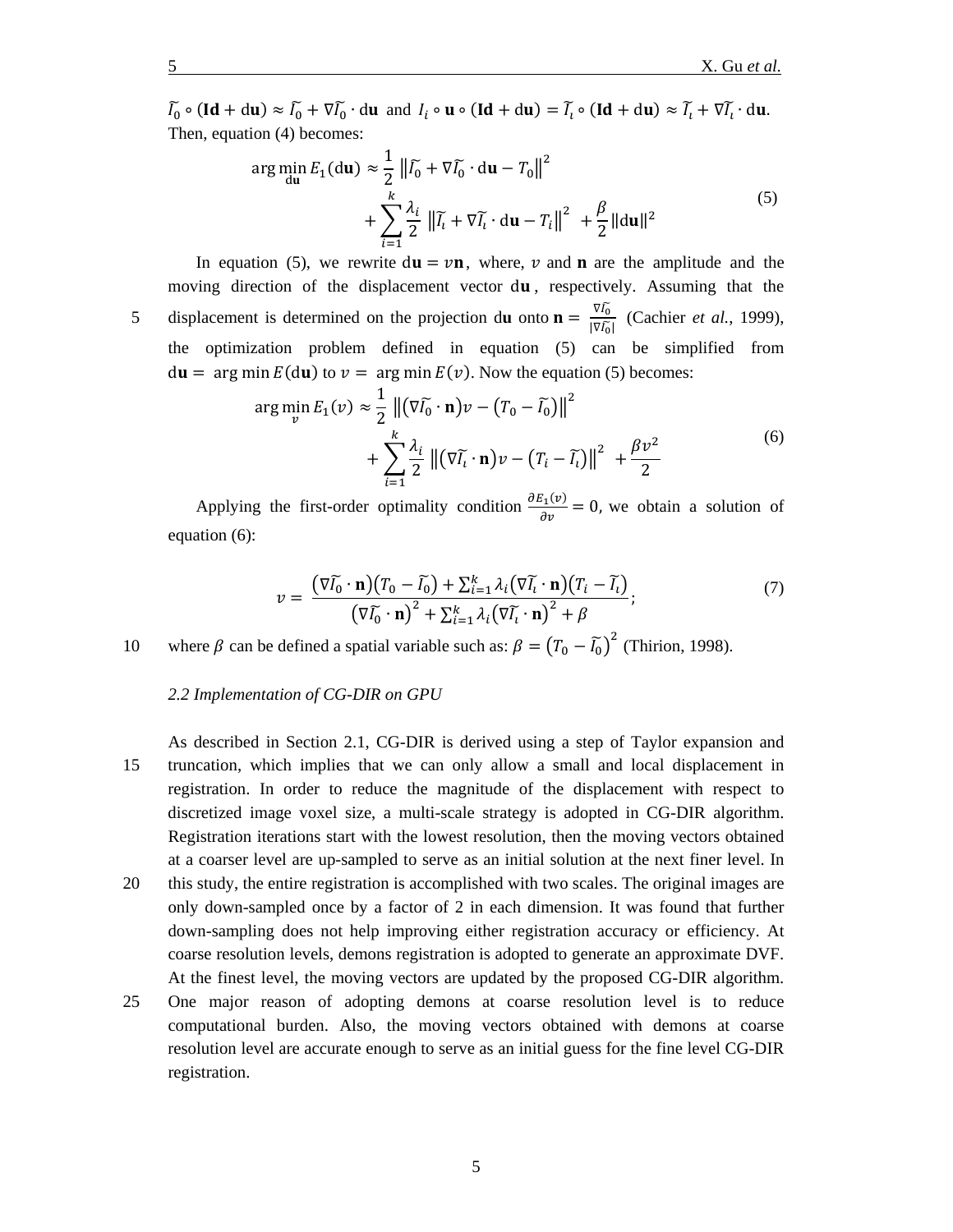$\widetilde{I_0} \circ (\mathbf{Id} + \mathrm{d}\mathbf{u}) \approx \widetilde{I_0} + \nabla\widetilde{I_0} \cdot \mathrm{d}\mathbf{u}$ and $I_i \circ \mathbf{u} \circ (\mathbf{Id} + \mathrm{d}\mathbf{u}) = \widetilde{I_i} \circ (\mathbf{Id} + \mathrm{d}\mathbf{u}) \approx \widetilde{I_i} + \nabla\widetilde{I_i} \cdot \mathrm{d}\mathbf{u}$. Then, equation (4) becomes:

$$\arg\min_{\mathrm{d}\mathbf{u}} E_1(\mathrm{d}\mathbf{u}) \approx \frac{1}{2}\left\|\widetilde{I_0} + \nabla\widetilde{I_0} \cdot \mathrm{d}\mathbf{u} - T_0\right\|^2 + \sum_{i=1}^{k}\frac{\lambda_i}{2}\left\|\widetilde{I_i} + \nabla\widetilde{I_i} \cdot \mathrm{d}\mathbf{u} - T_i\right\|^2 + \frac{\beta}{2}\|\mathrm{d}\mathbf{u}\|^2 \tag{5}$$

In equation (5), we rewrite $\mathrm{d}\mathbf{u} = v\mathbf{n}$, where, $v$ and $\mathbf{n}$ are the amplitude and the moving direction of the displacement vector $\mathrm{d}\mathbf{u}$, respectively. Assuming that the displacement is determined on the projection $\mathrm{d}\mathbf{u}$ onto $\mathbf{n} = \frac{\nabla\widetilde{I_0}}{|\nabla\widetilde{I_0}|}$ (Cachier *et al.*, 1999), the optimization problem defined in equation (5) can be simplified from $\mathrm{d}\mathbf{u} = \arg\min E(\mathrm{d}\mathbf{u})$ to $v = \arg\min E(v)$. Now the equation (5) becomes:

$$\arg\min_{v} E_1(v) \approx \frac{1}{2}\left\|\left(\nabla\widetilde{I_0} \cdot \mathbf{n}\right)v - \left(T_0 - \widetilde{I_0}\right)\right\|^2 + \sum_{i=1}^{k}\frac{\lambda_i}{2}\left\|\left(\nabla\widetilde{I_i} \cdot \mathbf{n}\right)v - \left(T_i - \widetilde{I_i}\right)\right\|^2 + \frac{\beta v^2}{2} \tag{6}$$

Applying the first-order optimality condition $\frac{\partial E_1(v)}{\partial v} = 0$, we obtain a solution of equation (6):

$$v = \frac{\left(\nabla\widetilde{I_0} \cdot \mathbf{n}\right)\left(T_0 - \widetilde{I_0}\right) + \sum_{i=1}^{k}\lambda_i\left(\nabla\widetilde{I_i} \cdot \mathbf{n}\right)\left(T_i - \widetilde{I_i}\right)}{\left(\nabla\widetilde{I_0} \cdot \mathbf{n}\right)^2 + \sum_{i=1}^{k}\lambda_i\left(\nabla\widetilde{I_i} \cdot \mathbf{n}\right)^2 + \beta}; \tag{7}$$

where $\beta$ can be defined a spatial variable such as: $\beta = \left(T_0 - \widetilde{I_0}\right)^2$ (Thirion, 1998).

### *2.2 Implementation of CG-DIR on GPU*

As described in Section 2.1, CG-DIR is derived using a step of Taylor expansion and truncation, which implies that we can only allow a small and local displacement in registration. In order to reduce the magnitude of the displacement with respect to discretized image voxel size, a multi-scale strategy is adopted in CG-DIR algorithm. Registration iterations start with the lowest resolution, then the moving vectors obtained at a coarser level are up-sampled to serve as an initial solution at the next finer level. In this study, the entire registration is accomplished with two scales. The original images are only down-sampled once by a factor of 2 in each dimension. It was found that further down-sampling does not help improving either registration accuracy or efficiency. At coarse resolution levels, demons registration is adopted to generate an approximate DVF. At the finest level, the moving vectors are updated by the proposed CG-DIR algorithm. One major reason of adopting demons at coarse resolution level is to reduce computational burden. Also, the moving vectors obtained with demons at coarse resolution level are accurate enough to serve as an initial guess for the fine level CG-DIR registration.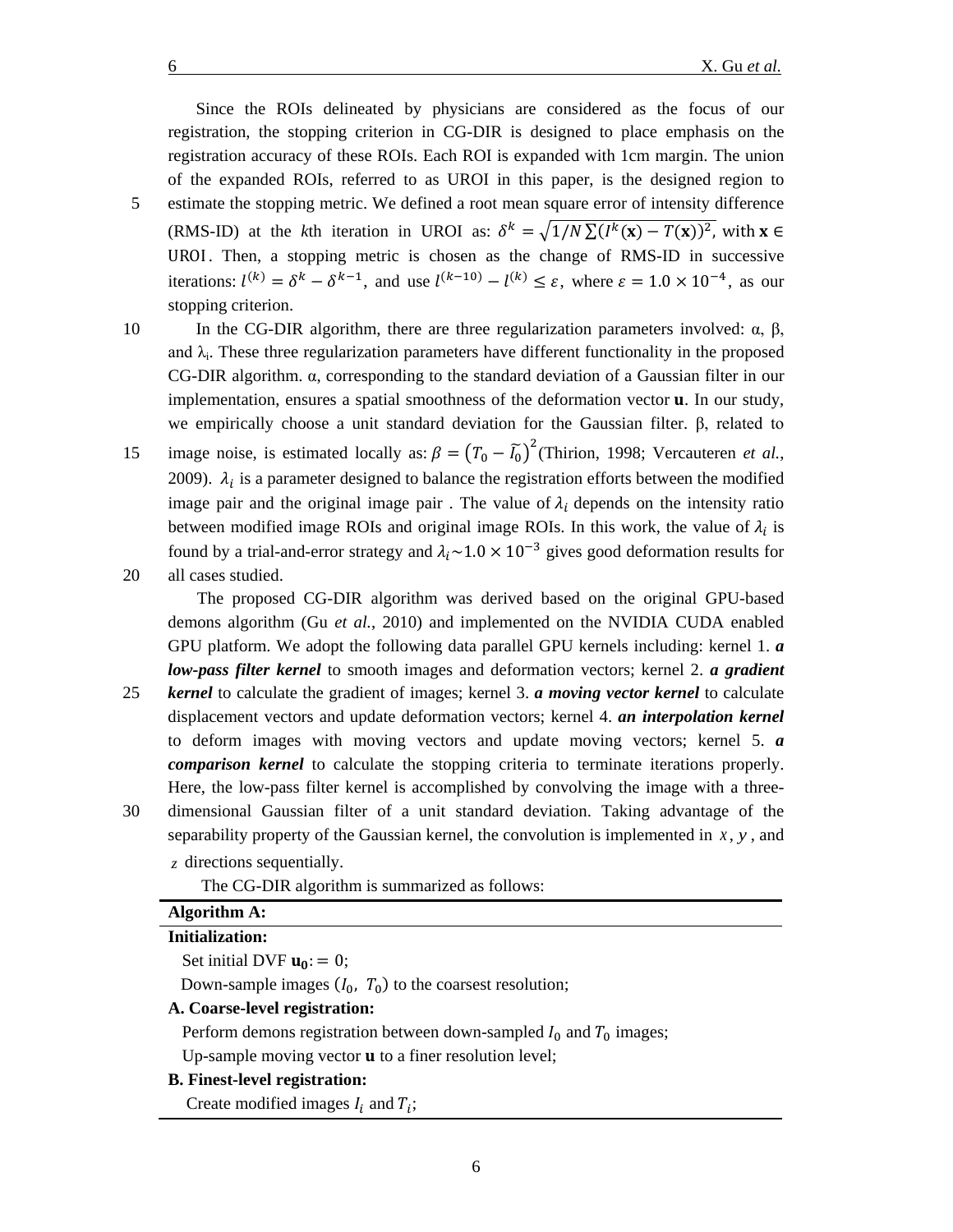Since the ROIs delineated by physicians are considered as the focus of our registration, the stopping criterion in CG-DIR is designed to place emphasis on the registration accuracy of these ROIs. Each ROI is expanded with 1cm margin. The union of the expanded ROIs, referred to as UROI in this paper, is the designed region to estimate the stopping metric. We defined a root mean square error of intensity difference (RMS-ID) at the *k*th iteration in UROI as: $\delta^k = \sqrt{1/N \sum (I^k(\mathbf{x}) - T(\mathbf{x}))^2}$, with $\mathbf{x} \in \text{UROI}$. Then, a stopping metric is chosen as the change of RMS-ID in successive iterations: $l^{(k)} = \delta^k - \delta^{k-1}$, and use $l^{(k-10)} - l^{(k)} \leq \varepsilon$, where $\varepsilon = 1.0 \times 10^{-4}$, as our stopping criterion.

In the CG-DIR algorithm, there are three regularization parameters involved: α, β, and $\lambda_i$. These three regularization parameters have different functionality in the proposed CG-DIR algorithm. α, corresponding to the standard deviation of a Gaussian filter in our implementation, ensures a spatial smoothness of the deformation vector $\mathbf{u}$. In our study, we empirically choose a unit standard deviation for the Gaussian filter. β, related to image noise, is estimated locally as: $\beta = \left(T_0 - \widetilde{I_0}\right)^2$ (Thirion, 1998; Vercauteren *et al.*, 2009). $\lambda_i$ is a parameter designed to balance the registration efforts between the modified image pair and the original image pair . The value of $\lambda_i$ depends on the intensity ratio between modified image ROIs and original image ROIs. In this work, the value of $\lambda_i$ is found by a trial-and-error strategy and $\lambda_i \sim 1.0 \times 10^{-3}$ gives good deformation results for all cases studied.

The proposed CG-DIR algorithm was derived based on the original GPU-based demons algorithm (Gu *et al.*, 2010) and implemented on the NVIDIA CUDA enabled GPU platform. We adopt the following data parallel GPU kernels including: kernel 1. ***a low-pass filter kernel*** to smooth images and deformation vectors; kernel 2. ***a gradient kernel*** to calculate the gradient of images; kernel 3. ***a moving vector kernel*** to calculate displacement vectors and update deformation vectors; kernel 4. ***an interpolation kernel*** to deform images with moving vectors and update moving vectors; kernel 5. ***a comparison kernel*** to calculate the stopping criteria to terminate iterations properly. Here, the low-pass filter kernel is accomplished by convolving the image with a three-dimensional Gaussian filter of a unit standard deviation. Taking advantage of the separability property of the Gaussian kernel, the convolution is implemented in $x$, $y$, and $z$ directions sequentially.

The CG-DIR algorithm is summarized as follows:

**Algorithm A:**

**Initialization:**

Set initial DVF $\mathbf{u_0} := 0$;

Down-sample images $(I_0,\ T_0)$ to the coarsest resolution;

**A. Coarse-level registration:**

Perform demons registration between down-sampled $I_0$ and $T_0$ images;

Up-sample moving vector $\mathbf{u}$ to a finer resolution level;

**B. Finest-level registration:**

Create modified images $I_i$ and $T_i$;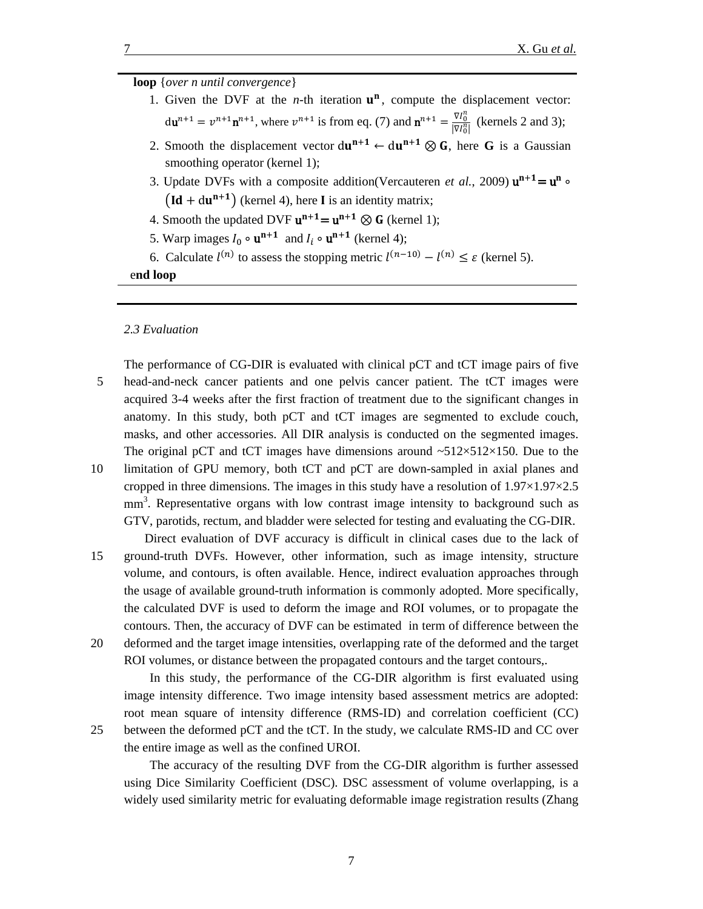**loop** {*over n until convergence*}

1. Given the DVF at the *n*-th iteration $\mathbf{u^n}$, compute the displacement vector: $\mathrm{d}\mathbf{u}^{n+1} = v^{n+1}\mathbf{n}^{n+1}$, where $v^{n+1}$ is from eq. (7) and $\mathbf{n}^{n+1} = \frac{\nabla I_0^n}{|\nabla I_0^n|}$ (kernels 2 and 3);
2. Smooth the displacement vector $\mathrm{d}\mathbf{u^{n+1}} \leftarrow \mathrm{d}\mathbf{u^{n+1}} \otimes \mathbf{G}$, here $\mathbf{G}$ is a Gaussian smoothing operator (kernel 1);
3. Update DVFs with a composite addition(Vercauteren *et al.*, 2009) $\mathbf{u^{n+1}} = \mathbf{u^n} \circ (\mathbf{Id} + \mathrm{d}\mathbf{u^{n+1}})$ (kernel 4), here $\mathbf{I}$ is an identity matrix;
4. Smooth the updated DVF $\mathbf{u^{n+1}} = \mathbf{u^{n+1}} \otimes \mathbf{G}$ (kernel 1);
5. Warp images $I_0 \circ \mathbf{u^{n+1}}$ and $I_i \circ \mathbf{u^{n+1}}$ (kernel 4);
6. Calculate $l^{(n)}$ to assess the stopping metric $l^{(n-10)} - l^{(n)} \leq \varepsilon$ (kernel 5).

**end loop**

### *2.3 Evaluation*

The performance of CG-DIR is evaluated with clinical pCT and tCT image pairs of five head-and-neck cancer patients and one pelvis cancer patient. The tCT images were acquired 3-4 weeks after the first fraction of treatment due to the significant changes in anatomy. In this study, both pCT and tCT images are segmented to exclude couch, masks, and other accessories. All DIR analysis is conducted on the segmented images. The original pCT and tCT images have dimensions around ~512×512×150. Due to the limitation of GPU memory, both tCT and pCT are down-sampled in axial planes and cropped in three dimensions. The images in this study have a resolution of 1.97×1.97×2.5 $\mathrm{mm}^3$. Representative organs with low contrast image intensity to background such as GTV, parotids, rectum, and bladder were selected for testing and evaluating the CG-DIR.

Direct evaluation of DVF accuracy is difficult in clinical cases due to the lack of ground-truth DVFs. However, other information, such as image intensity, structure volume, and contours, is often available. Hence, indirect evaluation approaches through the usage of available ground-truth information is commonly adopted. More specifically, the calculated DVF is used to deform the image and ROI volumes, or to propagate the contours. Then, the accuracy of DVF can be estimated in term of difference between the deformed and the target image intensities, overlapping rate of the deformed and the target ROI volumes, or distance between the propagated contours and the target contours,.

In this study, the performance of the CG-DIR algorithm is first evaluated using image intensity difference. Two image intensity based assessment metrics are adopted: root mean square of intensity difference (RMS-ID) and correlation coefficient (CC) between the deformed pCT and the tCT. In the study, we calculate RMS-ID and CC over the entire image as well as the confined UROI.

The accuracy of the resulting DVF from the CG-DIR algorithm is further assessed using Dice Similarity Coefficient (DSC). DSC assessment of volume overlapping, is a widely used similarity metric for evaluating deformable image registration results (Zhang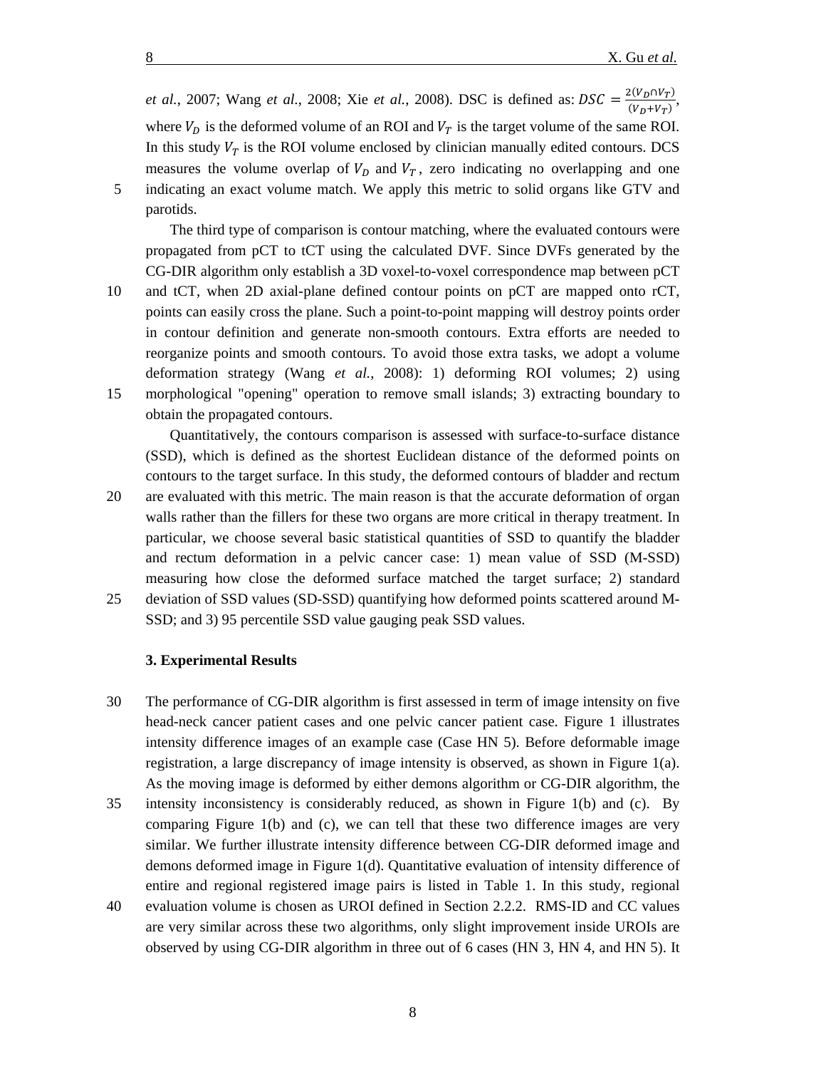*et al.*, 2007; Wang *et al.*, 2008; Xie *et al.*, 2008). DSC is defined as: $DSC = \frac{2(V_D \cap V_T)}{(V_D + V_T)}$, where $V_D$ is the deformed volume of an ROI and $V_T$ is the target volume of the same ROI. In this study $V_T$ is the ROI volume enclosed by clinician manually edited contours. DCS measures the volume overlap of $V_D$ and $V_T$, zero indicating no overlapping and one indicating an exact volume match. We apply this metric to solid organs like GTV and parotids.

The third type of comparison is contour matching, where the evaluated contours were propagated from pCT to tCT using the calculated DVF. Since DVFs generated by the CG-DIR algorithm only establish a 3D voxel-to-voxel correspondence map between pCT and tCT, when 2D axial-plane defined contour points on pCT are mapped onto rCT, points can easily cross the plane. Such a point-to-point mapping will destroy points order in contour definition and generate non-smooth contours. Extra efforts are needed to reorganize points and smooth contours. To avoid those extra tasks, we adopt a volume deformation strategy (Wang *et al.*, 2008): 1) deforming ROI volumes; 2) using morphological "opening" operation to remove small islands; 3) extracting boundary to obtain the propagated contours.

Quantitatively, the contours comparison is assessed with surface-to-surface distance (SSD), which is defined as the shortest Euclidean distance of the deformed points on contours to the target surface. In this study, the deformed contours of bladder and rectum are evaluated with this metric. The main reason is that the accurate deformation of organ walls rather than the fillers for these two organs are more critical in therapy treatment. In particular, we choose several basic statistical quantities of SSD to quantify the bladder and rectum deformation in a pelvic cancer case: 1) mean value of SSD (M-SSD) measuring how close the deformed surface matched the target surface; 2) standard deviation of SSD values (SD-SSD) quantifying how deformed points scattered around M-SSD; and 3) 95 percentile SSD value gauging peak SSD values.

## 3. Experimental Results

The performance of CG-DIR algorithm is first assessed in term of image intensity on five head-neck cancer patient cases and one pelvic cancer patient case. Figure 1 illustrates intensity difference images of an example case (Case HN 5). Before deformable image registration, a large discrepancy of image intensity is observed, as shown in Figure 1(a). As the moving image is deformed by either demons algorithm or CG-DIR algorithm, the intensity inconsistency is considerably reduced, as shown in Figure 1(b) and (c). By comparing Figure 1(b) and (c), we can tell that these two difference images are very similar. We further illustrate intensity difference between CG-DIR deformed image and demons deformed image in Figure 1(d). Quantitative evaluation of intensity difference of entire and regional registered image pairs is listed in Table 1. In this study, regional evaluation volume is chosen as UROI defined in Section 2.2.2. RMS-ID and CC values are very similar across these two algorithms, only slight improvement inside UROIs are observed by using CG-DIR algorithm in three out of 6 cases (HN 3, HN 4, and HN 5). It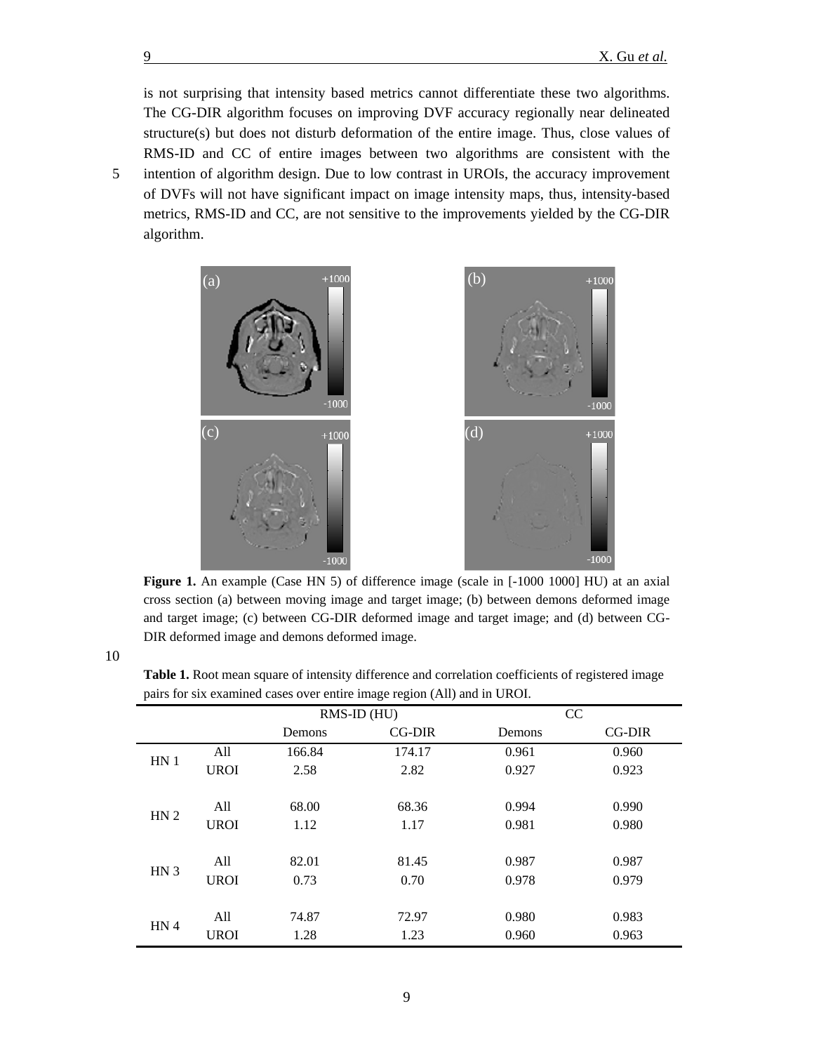is not surprising that intensity based metrics cannot differentiate these two algorithms. The CG-DIR algorithm focuses on improving DVF accuracy regionally near delineated structure(s) but does not disturb deformation of the entire image. Thus, close values of RMS-ID and CC of entire images between two algorithms are consistent with the intention of algorithm design. Due to low contrast in UROIs, the accuracy improvement of DVFs will not have significant impact on image intensity maps, thus, intensity-based metrics, RMS-ID and CC, are not sensitive to the improvements yielded by the CG-DIR algorithm.

**Figure 1.** An example (Case HN 5) of difference image (scale in [-1000 1000] HU) at an axial cross section (a) between moving image and target image; (b) between demons deformed image and target image; (c) between CG-DIR deformed image and target image; and (d) between CG-DIR deformed image and demons deformed image.

**Table 1.** Root mean square of intensity difference and correlation coefficients of registered image pairs for six examined cases over entire image region (All) and in UROI.

| | | RMS-ID (HU) | | CC | |
|---|---|---|---|---|---|
| | | Demons | CG-DIR | Demons | CG-DIR |
| HN 1 | All | 166.84 | 174.17 | 0.961 | 0.960 |
| | UROI | 2.58 | 2.82 | 0.927 | 0.923 |
| HN 2 | All | 68.00 | 68.36 | 0.994 | 0.990 |
| | UROI | 1.12 | 1.17 | 0.981 | 0.980 |
| HN 3 | All | 82.01 | 81.45 | 0.987 | 0.987 |
| | UROI | 0.73 | 0.70 | 0.978 | 0.979 |
| HN 4 | All | 74.87 | 72.97 | 0.980 | 0.983 |
| | UROI | 1.28 | 1.23 | 0.960 | 0.963 |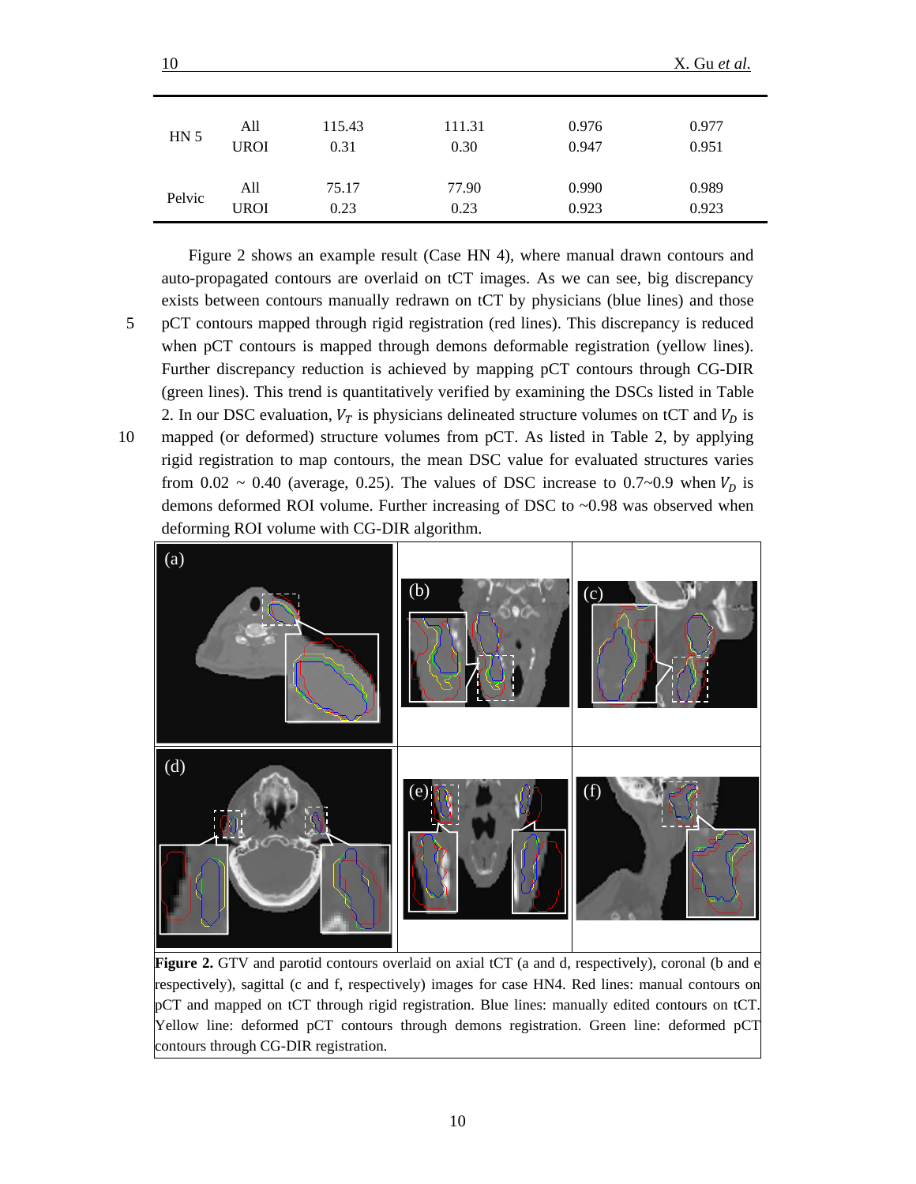| | | | | | |
|---|---|---|---|---|---|
| HN 5 | All | 115.43 | 111.31 | 0.976 | 0.977 |
| | UROI | 0.31 | 0.30 | 0.947 | 0.951 |
| Pelvic | All | 75.17 | 77.90 | 0.990 | 0.989 |
| | UROI | 0.23 | 0.23 | 0.923 | 0.923 |

Figure 2 shows an example result (Case HN 4), where manual drawn contours and auto-propagated contours are overlaid on tCT images. As we can see, big discrepancy exists between contours manually redrawn on tCT by physicians (blue lines) and those pCT contours mapped through rigid registration (red lines). This discrepancy is reduced when pCT contours is mapped through demons deformable registration (yellow lines). Further discrepancy reduction is achieved by mapping pCT contours through CG-DIR (green lines). This trend is quantitatively verified by examining the DSCs listed in Table 2. In our DSC evaluation, $V_T$ is physicians delineated structure volumes on tCT and $V_D$ is mapped (or deformed) structure volumes from pCT. As listed in Table 2, by applying rigid registration to map contours, the mean DSC value for evaluated structures varies from 0.02 ~ 0.40 (average, 0.25). The values of DSC increase to 0.7~0.9 when $V_D$ is demons deformed ROI volume. Further increasing of DSC to ~0.98 was observed when deforming ROI volume with CG-DIR algorithm.

**Figure 2.** GTV and parotid contours overlaid on axial tCT (a and d, respectively), coronal (b and e respectively), sagittal (c and f, respectively) images for case HN4. Red lines: manual contours on pCT and mapped on tCT through rigid registration. Blue lines: manually edited contours on tCT. Yellow line: deformed pCT contours through demons registration. Green line: deformed pCT contours through CG-DIR registration.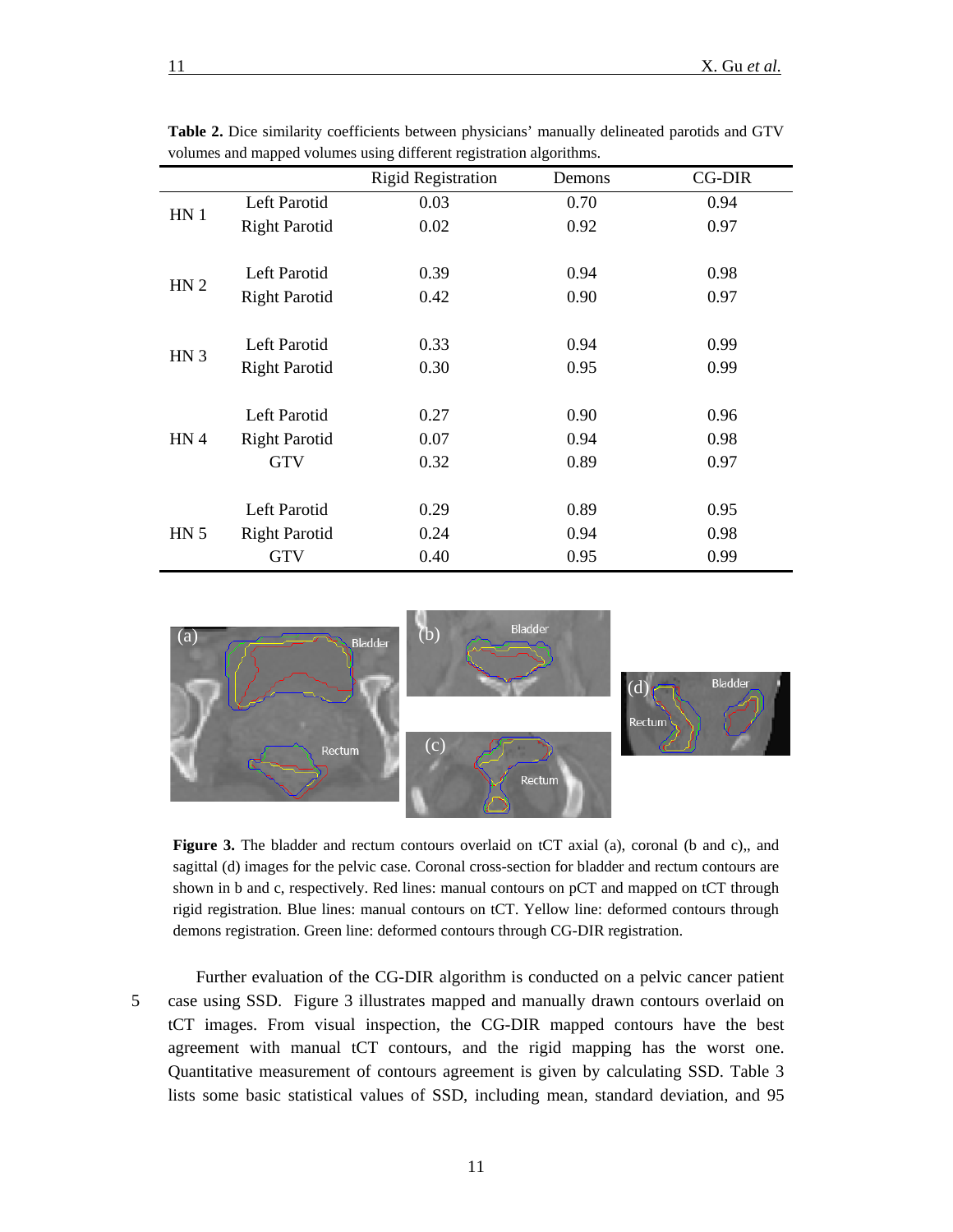**Table 2.** Dice similarity coefficients between physicians' manually delineated parotids and GTV volumes and mapped volumes using different registration algorithms.

| | | Rigid Registration | Demons | CG-DIR |
|---|---|---|---|---|
| HN 1 | Left Parotid | 0.03 | 0.70 | 0.94 |
| | Right Parotid | 0.02 | 0.92 | 0.97 |
| HN 2 | Left Parotid | 0.39 | 0.94 | 0.98 |
| | Right Parotid | 0.42 | 0.90 | 0.97 |
| HN 3 | Left Parotid | 0.33 | 0.94 | 0.99 |
| | Right Parotid | 0.30 | 0.95 | 0.99 |
| HN 4 | Left Parotid | 0.27 | 0.90 | 0.96 |
| | Right Parotid | 0.07 | 0.94 | 0.98 |
| | GTV | 0.32 | 0.89 | 0.97 |
| HN 5 | Left Parotid | 0.29 | 0.89 | 0.95 |
| | Right Parotid | 0.24 | 0.94 | 0.98 |
| | GTV | 0.40 | 0.95 | 0.99 |

**Figure 3.** The bladder and rectum contours overlaid on tCT axial (a), coronal (b and c),, and sagittal (d) images for the pelvic case. Coronal cross-section for bladder and rectum contours are shown in b and c, respectively. Red lines: manual contours on pCT and mapped on tCT through rigid registration. Blue lines: manual contours on tCT. Yellow line: deformed contours through demons registration. Green line: deformed contours through CG-DIR registration.

Further evaluation of the CG-DIR algorithm is conducted on a pelvic cancer patient case using SSD. Figure 3 illustrates mapped and manually drawn contours overlaid on tCT images. From visual inspection, the CG-DIR mapped contours have the best agreement with manual tCT contours, and the rigid mapping has the worst one. Quantitative measurement of contours agreement is given by calculating SSD. Table 3 lists some basic statistical values of SSD, including mean, standard deviation, and 95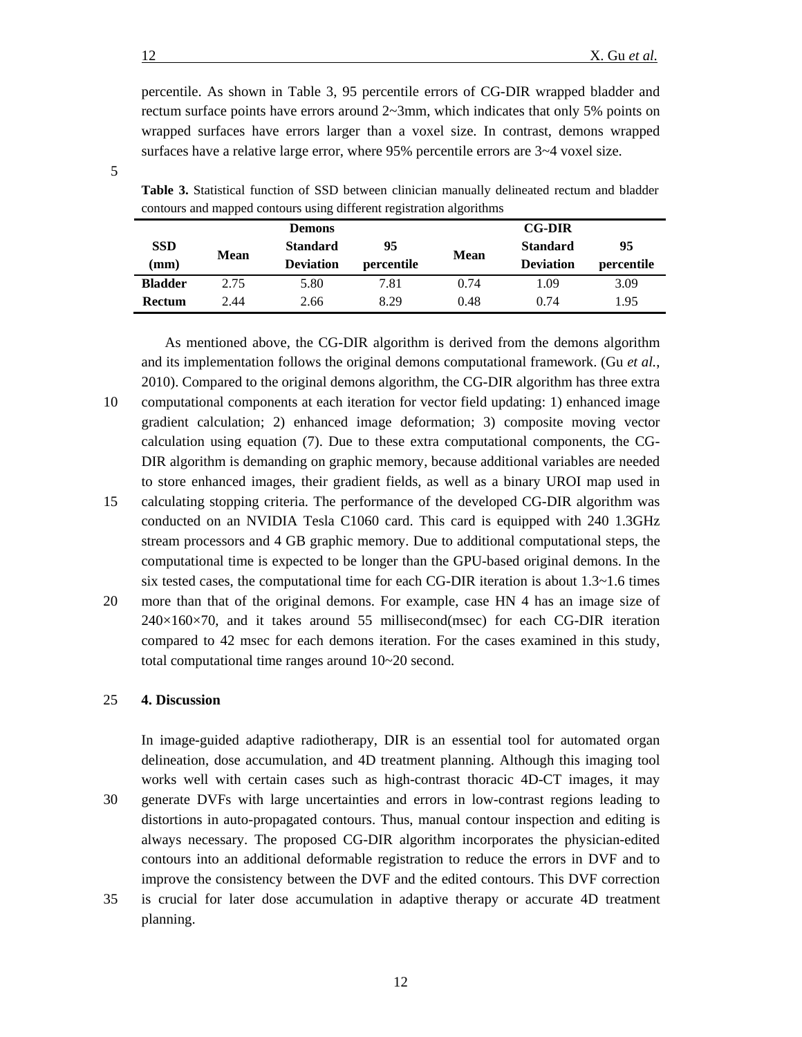percentile. As shown in Table 3, 95 percentile errors of CG-DIR wrapped bladder and rectum surface points have errors around 2~3mm, which indicates that only 5% points on wrapped surfaces have errors larger than a voxel size. In contrast, demons wrapped surfaces have a relative large error, where 95% percentile errors are 3~4 voxel size.

**Table 3.** Statistical function of SSD between clinician manually delineated rectum and bladder contours and mapped contours using different registration algorithms

| SSD (mm) | Demons | | | CG-DIR | | |
|---|---|---|---|---|---|---|
| | Mean | Standard Deviation | 95 percentile | Mean | Standard Deviation | 95 percentile |
| **Bladder** | 2.75 | 5.80 | 7.81 | 0.74 | 1.09 | 3.09 |
| **Rectum** | 2.44 | 2.66 | 8.29 | 0.48 | 0.74 | 1.95 |

As mentioned above, the CG-DIR algorithm is derived from the demons algorithm and its implementation follows the original demons computational framework. (Gu *et al.*, 2010). Compared to the original demons algorithm, the CG-DIR algorithm has three extra computational components at each iteration for vector field updating: 1) enhanced image gradient calculation; 2) enhanced image deformation; 3) composite moving vector calculation using equation (7). Due to these extra computational components, the CG-DIR algorithm is demanding on graphic memory, because additional variables are needed to store enhanced images, their gradient fields, as well as a binary UROI map used in calculating stopping criteria. The performance of the developed CG-DIR algorithm was conducted on an NVIDIA Tesla C1060 card. This card is equipped with 240 1.3GHz stream processors and 4 GB graphic memory. Due to additional computational steps, the computational time is expected to be longer than the GPU-based original demons. In the six tested cases, the computational time for each CG-DIR iteration is about 1.3~1.6 times more than that of the original demons. For example, case HN 4 has an image size of 240×160×70, and it takes around 55 millisecond(msec) for each CG-DIR iteration compared to 42 msec for each demons iteration. For the cases examined in this study, total computational time ranges around 10~20 second.

## 4. Discussion

In image-guided adaptive radiotherapy, DIR is an essential tool for automated organ delineation, dose accumulation, and 4D treatment planning. Although this imaging tool works well with certain cases such as high-contrast thoracic 4D-CT images, it may generate DVFs with large uncertainties and errors in low-contrast regions leading to distortions in auto-propagated contours. Thus, manual contour inspection and editing is always necessary. The proposed CG-DIR algorithm incorporates the physician-edited contours into an additional deformable registration to reduce the errors in DVF and to improve the consistency between the DVF and the edited contours. This DVF correction is crucial for later dose accumulation in adaptive therapy or accurate 4D treatment planning.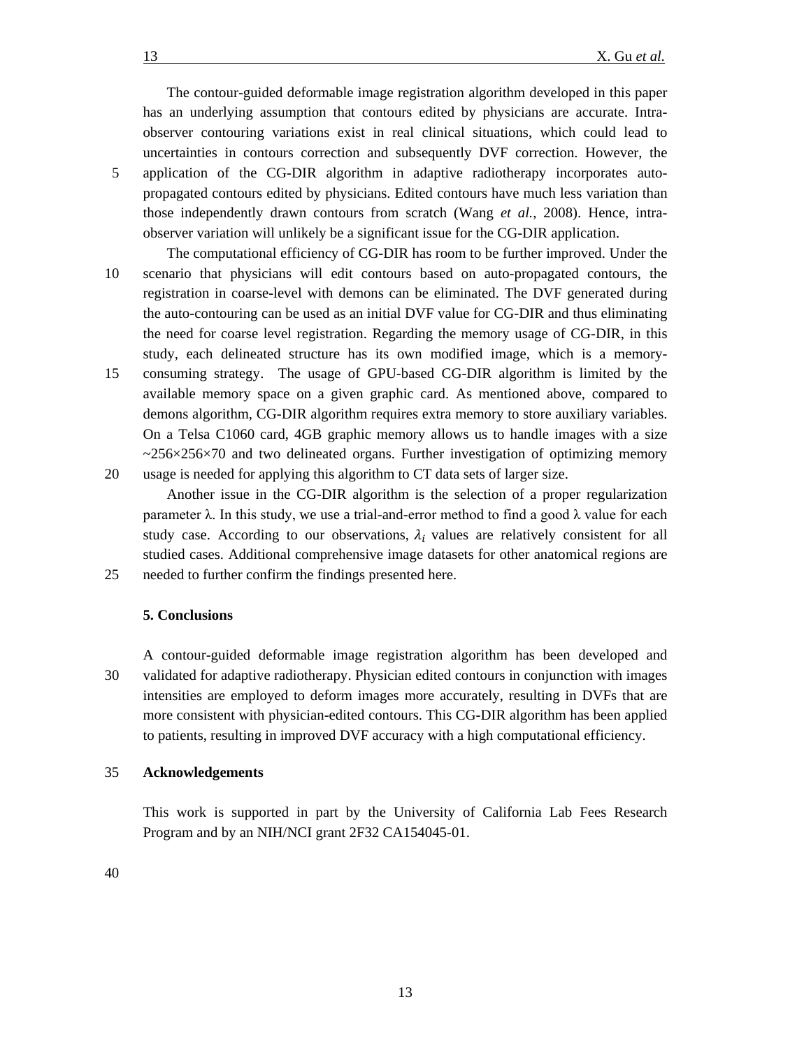The contour-guided deformable image registration algorithm developed in this paper has an underlying assumption that contours edited by physicians are accurate. Intra-observer contouring variations exist in real clinical situations, which could lead to uncertainties in contours correction and subsequently DVF correction. However, the application of the CG-DIR algorithm in adaptive radiotherapy incorporates auto-propagated contours edited by physicians. Edited contours have much less variation than those independently drawn contours from scratch (Wang *et al.*, 2008). Hence, intra-observer variation will unlikely be a significant issue for the CG-DIR application.

The computational efficiency of CG-DIR has room to be further improved. Under the scenario that physicians will edit contours based on auto-propagated contours, the registration in coarse-level with demons can be eliminated. The DVF generated during the auto-contouring can be used as an initial DVF value for CG-DIR and thus eliminating the need for coarse level registration. Regarding the memory usage of CG-DIR, in this study, each delineated structure has its own modified image, which is a memory-consuming strategy. The usage of GPU-based CG-DIR algorithm is limited by the available memory space on a given graphic card. As mentioned above, compared to demons algorithm, CG-DIR algorithm requires extra memory to store auxiliary variables. On a Telsa C1060 card, 4GB graphic memory allows us to handle images with a size ~256×256×70 and two delineated organs. Further investigation of optimizing memory usage is needed for applying this algorithm to CT data sets of larger size.

Another issue in the CG-DIR algorithm is the selection of a proper regularization parameter $\lambda$. In this study, we use a trial-and-error method to find a good $\lambda$ value for each study case. According to our observations, $\lambda_i$ values are relatively consistent for all studied cases. Additional comprehensive image datasets for other anatomical regions are needed to further confirm the findings presented here.

## 5. Conclusions

A contour-guided deformable image registration algorithm has been developed and validated for adaptive radiotherapy. Physician edited contours in conjunction with images intensities are employed to deform images more accurately, resulting in DVFs that are more consistent with physician-edited contours. This CG-DIR algorithm has been applied to patients, resulting in improved DVF accuracy with a high computational efficiency.

## Acknowledgements

This work is supported in part by the University of California Lab Fees Research Program and by an NIH/NCI grant 2F32 CA154045-01.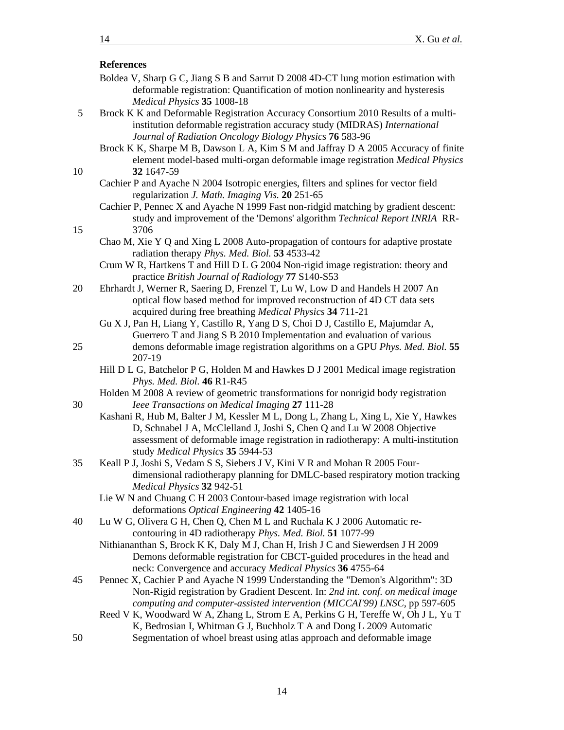**References**

Boldea V, Sharp G C, Jiang S B and Sarrut D 2008 4D-CT lung motion estimation with deformable registration: Quantification of motion nonlinearity and hysteresis *Medical Physics* **35** 1008-18

Brock K K and Deformable Registration Accuracy Consortium 2010 Results of a multi-institution deformable registration accuracy study (MIDRAS) *International Journal of Radiation Oncology Biology Physics* **76** 583-96

Brock K K, Sharpe M B, Dawson L A, Kim S M and Jaffray D A 2005 Accuracy of finite element model-based multi-organ deformable image registration *Medical Physics* **32** 1647-59

Cachier P and Ayache N 2004 Isotropic energies, filters and splines for vector field regularization *J. Math. Imaging Vis.* **20** 251-65

Cachier P, Pennec X and Ayache N 1999 Fast non-ridgid matching by gradient descent: study and improvement of the 'Demons' algorithm *Technical Report INRIA* RR-3706

Chao M, Xie Y Q and Xing L 2008 Auto-propagation of contours for adaptive prostate radiation therapy *Phys. Med. Biol.* **53** 4533-42

Crum W R, Hartkens T and Hill D L G 2004 Non-rigid image registration: theory and practice *British Journal of Radiology* **77** S140-S53

Ehrhardt J, Werner R, Saering D, Frenzel T, Lu W, Low D and Handels H 2007 An optical flow based method for improved reconstruction of 4D CT data sets acquired during free breathing *Medical Physics* **34** 711-21

Gu X J, Pan H, Liang Y, Castillo R, Yang D S, Choi D J, Castillo E, Majumdar A, Guerrero T and Jiang S B 2010 Implementation and evaluation of various demons deformable image registration algorithms on a GPU *Phys. Med. Biol.* **55** 207-19

Hill D L G, Batchelor P G, Holden M and Hawkes D J 2001 Medical image registration *Phys. Med. Biol.* **46** R1-R45

Holden M 2008 A review of geometric transformations for nonrigid body registration *Ieee Transactions on Medical Imaging* **27** 111-28

Kashani R, Hub M, Balter J M, Kessler M L, Dong L, Zhang L, Xing L, Xie Y, Hawkes D, Schnabel J A, McClelland J, Joshi S, Chen Q and Lu W 2008 Objective assessment of deformable image registration in radiotherapy: A multi-institution study *Medical Physics* **35** 5944-53

Keall P J, Joshi S, Vedam S S, Siebers J V, Kini V R and Mohan R 2005 Four-dimensional radiotherapy planning for DMLC-based respiratory motion tracking *Medical Physics* **32** 942-51

Lie W N and Chuang C H 2003 Contour-based image registration with local deformations *Optical Engineering* **42** 1405-16

Lu W G, Olivera G H, Chen Q, Chen M L and Ruchala K J 2006 Automatic re-contouring in 4D radiotherapy *Phys. Med. Biol.* **51** 1077-99

Nithiananthan S, Brock K K, Daly M J, Chan H, Irish J C and Siewerdsen J H 2009 Demons deformable registration for CBCT-guided procedures in the head and neck: Convergence and accuracy *Medical Physics* **36** 4755-64

Pennec X, Cachier P and Ayache N 1999 Understanding the "Demon's Algorithm": 3D Non-Rigid registration by Gradient Descent. In: *2nd int. conf. on medical image computing and computer-assisted intervention (MICCAI'99) LNSC*, pp 597-605

Reed V K, Woodward W A, Zhang L, Strom E A, Perkins G H, Tereffe W, Oh J L, Yu T K, Bedrosian I, Whitman G J, Buchholz T A and Dong L 2009 Automatic Segmentation of whoel breast using atlas approach and deformable image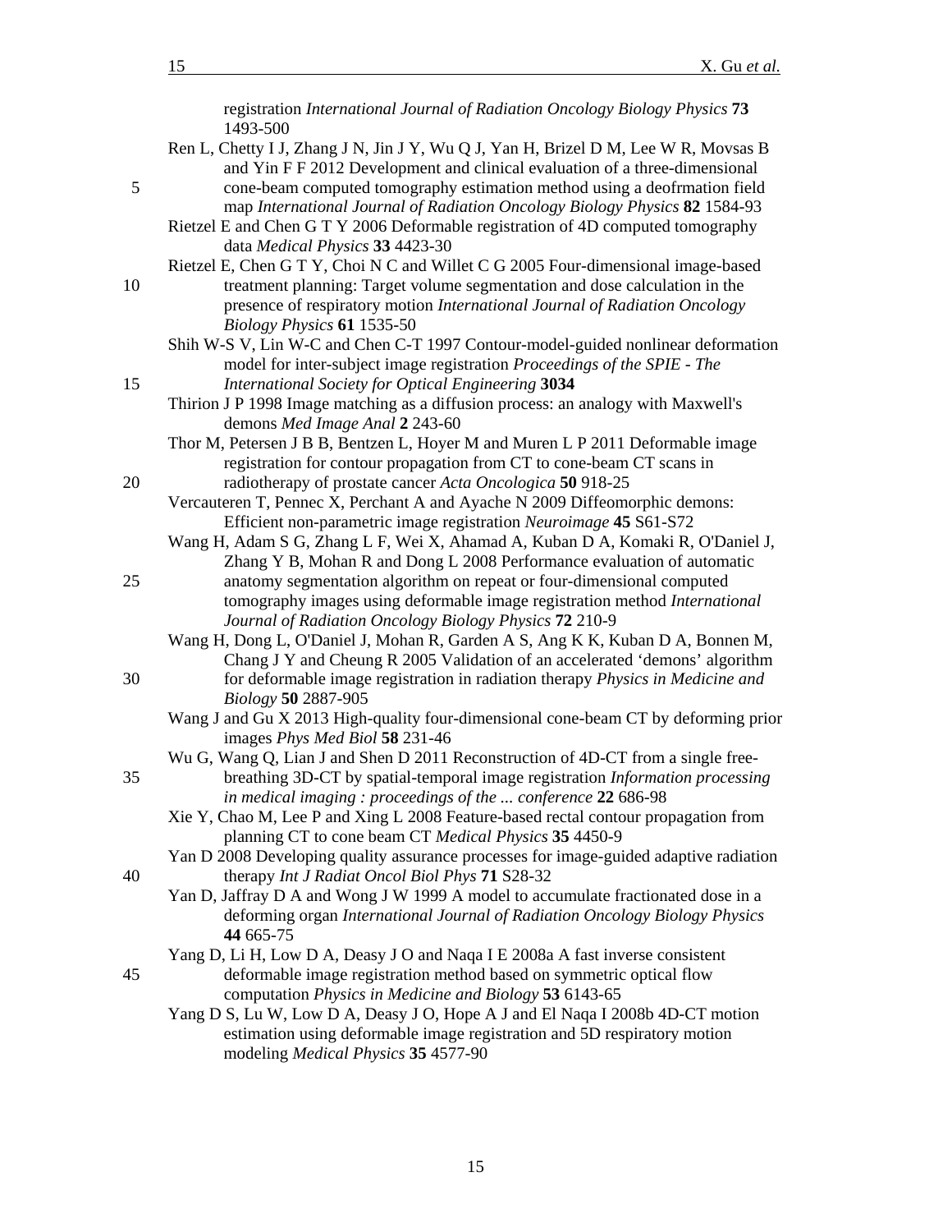registration *International Journal of Radiation Oncology Biology Physics* **73** 1493-500

Ren L, Chetty I J, Zhang J N, Jin J Y, Wu Q J, Yan H, Brizel D M, Lee W R, Movsas B and Yin F F 2012 Development and clinical evaluation of a three-dimensional cone-beam computed tomography estimation method using a deofrmation field map *International Journal of Radiation Oncology Biology Physics* **82** 1584-93

Rietzel E and Chen G T Y 2006 Deformable registration of 4D computed tomography data *Medical Physics* **33** 4423-30

Rietzel E, Chen G T Y, Choi N C and Willet C G 2005 Four-dimensional image-based treatment planning: Target volume segmentation and dose calculation in the presence of respiratory motion *International Journal of Radiation Oncology Biology Physics* **61** 1535-50

Shih W-S V, Lin W-C and Chen C-T 1997 Contour-model-guided nonlinear deformation model for inter-subject image registration *Proceedings of the SPIE - The International Society for Optical Engineering* **3034**

Thirion J P 1998 Image matching as a diffusion process: an analogy with Maxwell's demons *Med Image Anal* **2** 243-60

Thor M, Petersen J B B, Bentzen L, Hoyer M and Muren L P 2011 Deformable image registration for contour propagation from CT to cone-beam CT scans in radiotherapy of prostate cancer *Acta Oncologica* **50** 918-25

Vercauteren T, Pennec X, Perchant A and Ayache N 2009 Diffeomorphic demons: Efficient non-parametric image registration *Neuroimage* **45** S61-S72

Wang H, Adam S G, Zhang L F, Wei X, Ahamad A, Kuban D A, Komaki R, O'Daniel J, Zhang Y B, Mohan R and Dong L 2008 Performance evaluation of automatic anatomy segmentation algorithm on repeat or four-dimensional computed tomography images using deformable image registration method *International Journal of Radiation Oncology Biology Physics* **72** 210-9

Wang H, Dong L, O'Daniel J, Mohan R, Garden A S, Ang K K, Kuban D A, Bonnen M, Chang J Y and Cheung R 2005 Validation of an accelerated 'demons' algorithm for deformable image registration in radiation therapy *Physics in Medicine and Biology* **50** 2887-905

Wang J and Gu X 2013 High-quality four-dimensional cone-beam CT by deforming prior images *Phys Med Biol* **58** 231-46

Wu G, Wang Q, Lian J and Shen D 2011 Reconstruction of 4D-CT from a single free-breathing 3D-CT by spatial-temporal image registration *Information processing in medical imaging : proceedings of the ... conference* **22** 686-98

Xie Y, Chao M, Lee P and Xing L 2008 Feature-based rectal contour propagation from planning CT to cone beam CT *Medical Physics* **35** 4450-9

Yan D 2008 Developing quality assurance processes for image-guided adaptive radiation therapy *Int J Radiat Oncol Biol Phys* **71** S28-32

Yan D, Jaffray D A and Wong J W 1999 A model to accumulate fractionated dose in a deforming organ *International Journal of Radiation Oncology Biology Physics* **44** 665-75

Yang D, Li H, Low D A, Deasy J O and Naqa I E 2008a A fast inverse consistent deformable image registration method based on symmetric optical flow computation *Physics in Medicine and Biology* **53** 6143-65

Yang D S, Lu W, Low D A, Deasy J O, Hope A J and El Naqa I 2008b 4D-CT motion estimation using deformable image registration and 5D respiratory motion modeling *Medical Physics* **35** 4577-90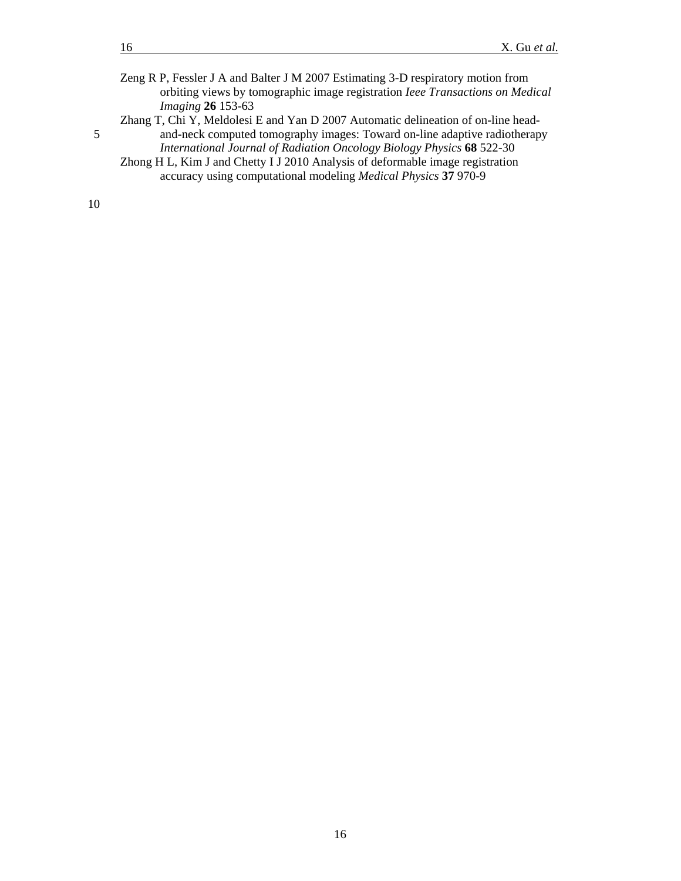Zeng R P, Fessler J A and Balter J M 2007 Estimating 3-D respiratory motion from orbiting views by tomographic image registration *Ieee Transactions on Medical Imaging* **26** 153-63

Zhang T, Chi Y, Meldolesi E and Yan D 2007 Automatic delineation of on-line head-and-neck computed tomography images: Toward on-line adaptive radiotherapy *International Journal of Radiation Oncology Biology Physics* **68** 522-30

Zhong H L, Kim J and Chetty I J 2010 Analysis of deformable image registration accuracy using computational modeling *Medical Physics* **37** 970-9